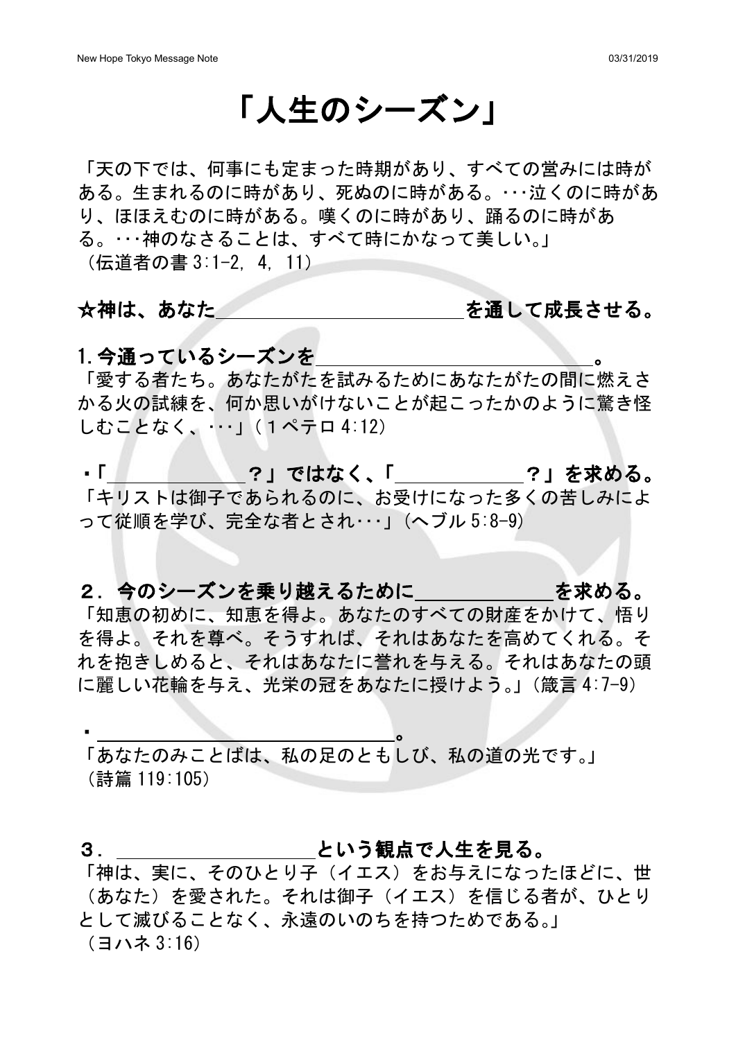# 「人生のシーズン」

「天の下では、何事にも定まった時期があり、すべての営みには時がある。生まれるのに時があり、死ぬのに時がある。･･･泣くのに時があり、ほほえむのに時がある。嘆くのに時があり、踊るのに時がある。･･･神のなさることは、すべて時にかなって美しい。」
（伝道者の書 3:1-2, 4, 11）

**☆神は、あなた＿＿＿＿＿＿＿＿＿＿＿＿＿＿を通して成長させる。**

**1.今通っているシーズンを＿＿＿＿＿＿＿＿＿＿＿＿＿＿＿。**

「愛する者たち。あなたがたを試みるためにあなたがたの間に燃えさかる火の試練を、何か思いがけないことが起こったかのように驚き怪しむことなく、･･･」（１ペテロ 4:12）

**・「＿＿＿＿＿＿＿？」ではなく、「＿＿＿＿＿＿＿？」を求める。**

「キリストは御子であられるのに、お受けになった多くの苦しみによって従順を学び、完全な者とされ･･･」（ヘブル 5:8-9）

**２．今のシーズンを乗り越えるために＿＿＿＿＿＿＿を求める。**

「知恵の初めに、知恵を得よ。あなたのすべての財産をかけて、悟りを得よ。それを尊べ。そうすれば、それはあなたを高めてくれる。それを抱きしめると、それはあなたに誉れを与える。それはあなたの頭に麗しい花輪を与え、光栄の冠をあなたに授けよう。」（箴言 4:7-9）

**・＿＿＿＿＿＿＿＿＿＿＿＿＿＿＿＿＿。**

「あなたのみことばは、私の足のともしび、私の道の光です。」
（詩篇 119:105）

**３．＿＿＿＿＿＿＿＿＿＿という観点で人生を見る。**

「神は、実に、そのひとり子（イエス）をお与えになったほどに、世（あなた）を愛された。それは御子（イエス）を信じる者が、ひとりとして滅びることなく、永遠のいのちを持つためである。」
（ヨハネ 3:16）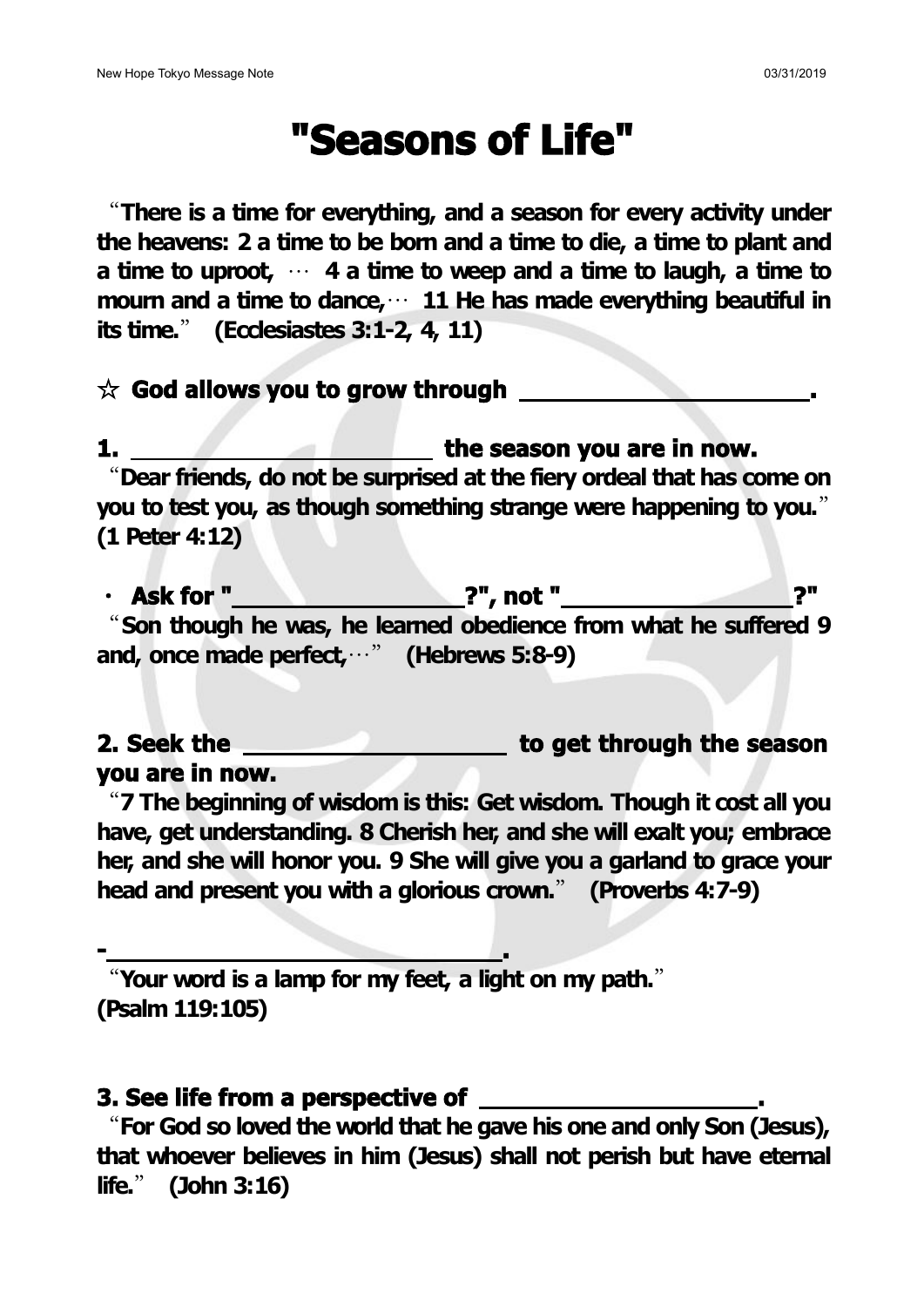# "Seasons of Life"

"**There is a time for everything, and a season for every activity under the heavens: 2 a time to be born and a time to die, a time to plant and a time to uproot, … 4 a time to weep and a time to laugh, a time to mourn and a time to dance,… 11 He has made everything beautiful in its time.**" **(Ecclesiastes 3:1-2, 4, 11)**

### ☆ God allows you to grow through ____________________.

### 1. ____________________ the season you are in now.

"**Dear friends, do not be surprised at the fiery ordeal that has come on you to test you, as though something strange were happening to you.**" **(1 Peter 4:12)**

- **Ask for "_______________?", not "_______________?"**

"**Son though he was, he learned obedience from what he suffered 9 and, once made perfect,…**" **(Hebrews 5:8-9)**

### 2. Seek the _________________ to get through the season you are in now.

"**7 The beginning of wisdom is this: Get wisdom. Though it cost all you have, get understanding. 8 Cherish her, and she will exalt you; embrace her, and she will honor you. 9 She will give you a garland to grace your head and present you with a glorious crown.**" **(Proverbs 4:7-9)**

**-____________________________.**

"**Your word is a lamp for my feet, a light on my path.**"
**(Psalm 119:105)**

### 3. See life from a perspective of __________________.

"**For God so loved the world that he gave his one and only Son (Jesus), that whoever believes in him (Jesus) shall not perish but have eternal life.**" **(John 3:16)**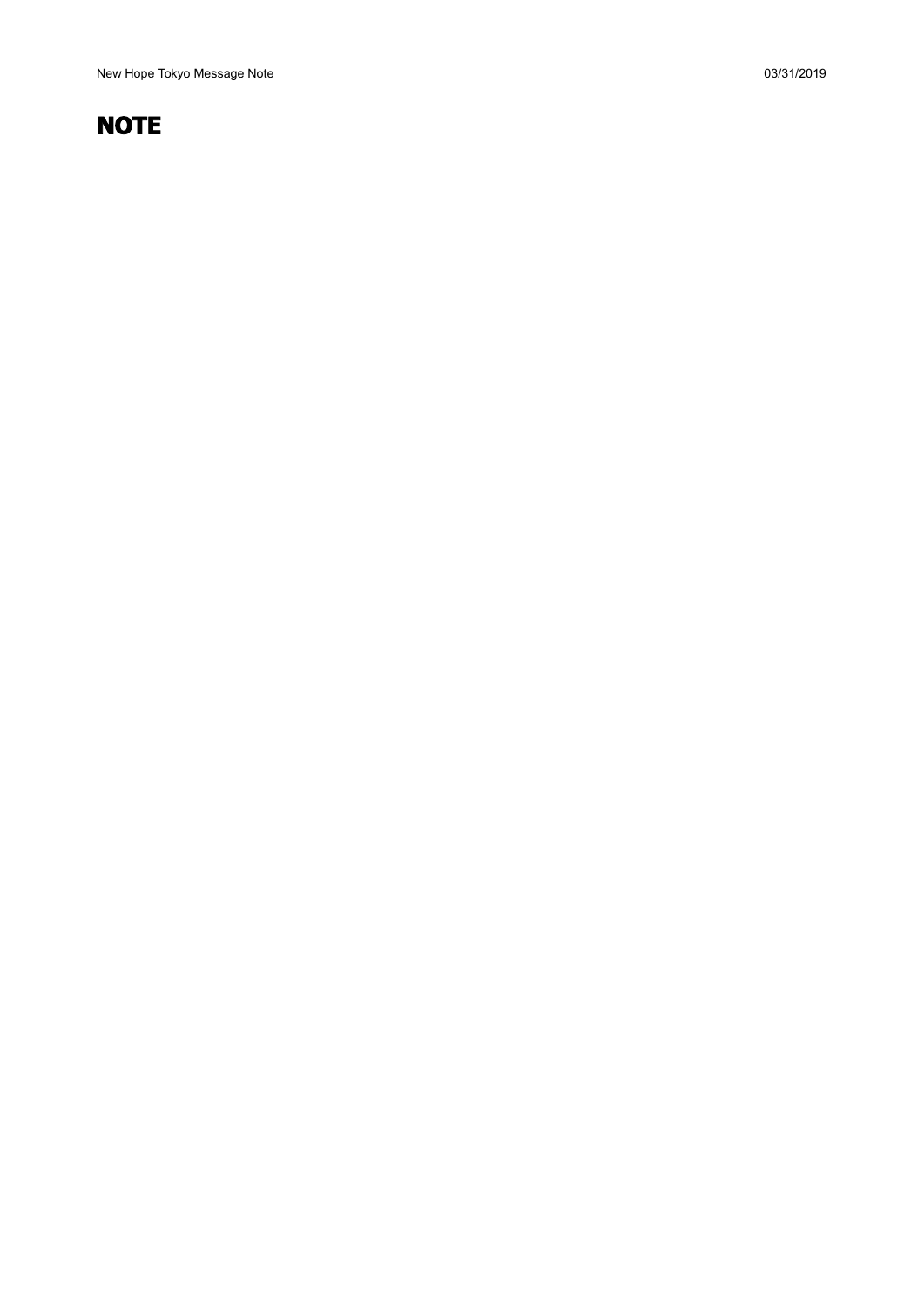# NOTE